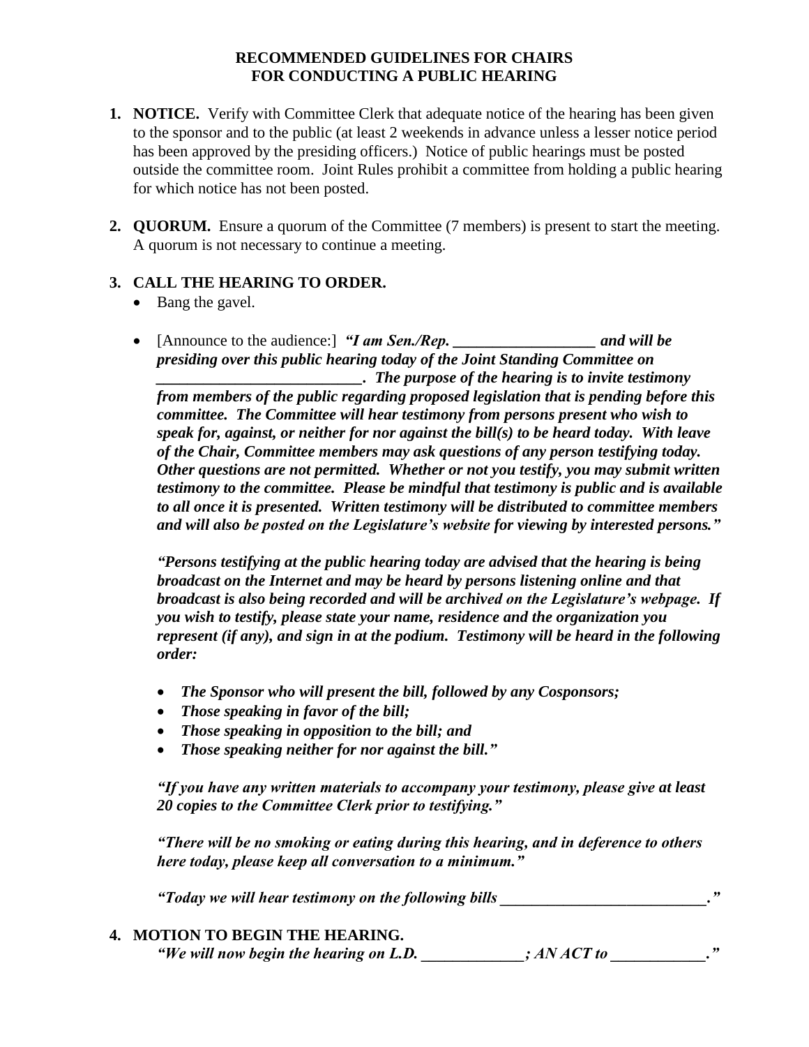**RECOMMENDED GUIDELINES FOR CHAIRS**
**FOR CONDUCTING A PUBLIC HEARING**

1. **NOTICE.** Verify with Committee Clerk that adequate notice of the hearing has been given to the sponsor and to the public (at least 2 weekends in advance unless a lesser notice period has been approved by the presiding officers.) Notice of public hearings must be posted outside the committee room. Joint Rules prohibit a committee from holding a public hearing for which notice has not been posted.

2. **QUORUM.** Ensure a quorum of the Committee (7 members) is present to start the meeting. A quorum is not necessary to continue a meeting.

3. **CALL THE HEARING TO ORDER.**
   - Bang the gavel.
   - [Announce to the audience:] ***"I am Sen./Rep. __________________ and will be presiding over this public hearing today of the Joint Standing Committee on __________________________. The purpose of the hearing is to invite testimony from members of the public regarding proposed legislation that is pending before this committee. The Committee will hear testimony from persons present who wish to speak for, against, or neither for nor against the bill(s) to be heard today. With leave of the Chair, Committee members may ask questions of any person testifying today. Other questions are not permitted. Whether or not you testify, you may submit written testimony to the committee. Please be mindful that testimony is public and is available to all once it is presented. Written testimony will be distributed to committee members and will also be posted on the Legislature's website for viewing by interested persons."***

     ***"Persons testifying at the public hearing today are advised that the hearing is being broadcast on the Internet and may be heard by persons listening online and that broadcast is also being recorded and will be archived on the Legislature's webpage. If you wish to testify, please state your name, residence and the organization you represent (if any), and sign in at the podium. Testimony will be heard in the following order:***

     - ***The Sponsor who will present the bill, followed by any Cosponsors;***
     - ***Those speaking in favor of the bill;***
     - ***Those speaking in opposition to the bill; and***
     - ***Those speaking neither for nor against the bill."***

     ***"If you have any written materials to accompany your testimony, please give at least 20 copies to the Committee Clerk prior to testifying."***

     ***"There will be no smoking or eating during this hearing, and in deference to others here today, please keep all conversation to a minimum."***

     ***"Today we will hear testimony on the following bills __________________________."***

4. **MOTION TO BEGIN THE HEARING.**
   ***"We will now begin the hearing on L.D. _____________; AN ACT to ____________."***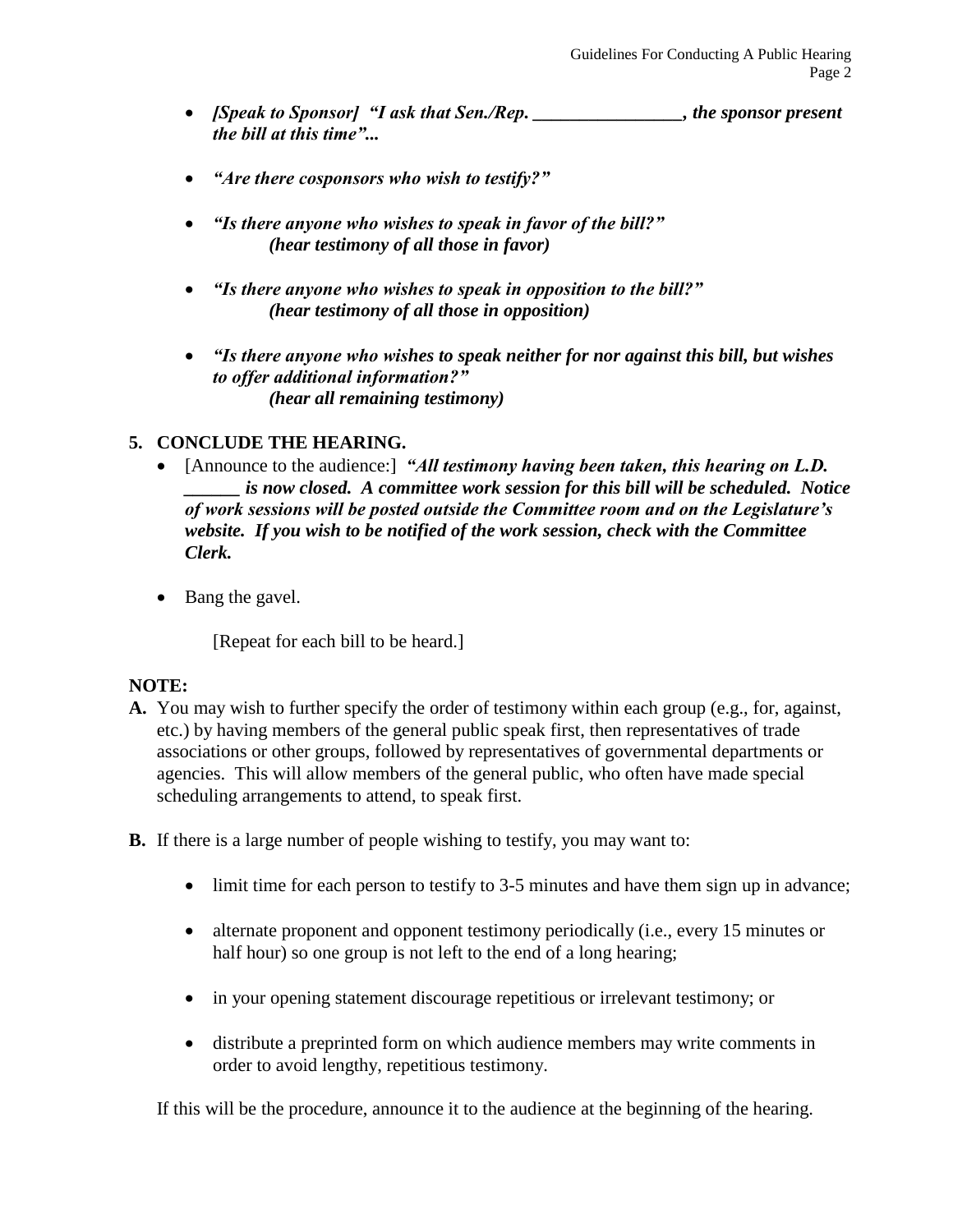- ***[Speak to Sponsor] "I ask that Sen./Rep. ________________, the sponsor present the bill at this time"...***

- ***"Are there cosponsors who wish to testify?"***

- ***"Is there anyone who wishes to speak in favor of the bill?"***
  ***(hear testimony of all those in favor)***

- ***"Is there anyone who wishes to speak in opposition to the bill?"***
  ***(hear testimony of all those in opposition)***

- ***"Is there anyone who wishes to speak neither for nor against this bill, but wishes to offer additional information?"***
  ***(hear all remaining testimony)***

**5. CONCLUDE THE HEARING.**

- [Announce to the audience:] ***"All testimony having been taken, this hearing on L.D. ______ is now closed. A committee work session for this bill will be scheduled. Notice of work sessions will be posted outside the Committee room and on the Legislature's website. If you wish to be notified of the work session, check with the Committee Clerk.***

- Bang the gavel.

  [Repeat for each bill to be heard.]

**NOTE:**

**A.** You may wish to further specify the order of testimony within each group (e.g., for, against, etc.) by having members of the general public speak first, then representatives of trade associations or other groups, followed by representatives of governmental departments or agencies. This will allow members of the general public, who often have made special scheduling arrangements to attend, to speak first.

**B.** If there is a large number of people wishing to testify, you may want to:

- limit time for each person to testify to 3-5 minutes and have them sign up in advance;

- alternate proponent and opponent testimony periodically (i.e., every 15 minutes or half hour) so one group is not left to the end of a long hearing;

- in your opening statement discourage repetitious or irrelevant testimony; or

- distribute a preprinted form on which audience members may write comments in order to avoid lengthy, repetitious testimony.

If this will be the procedure, announce it to the audience at the beginning of the hearing.